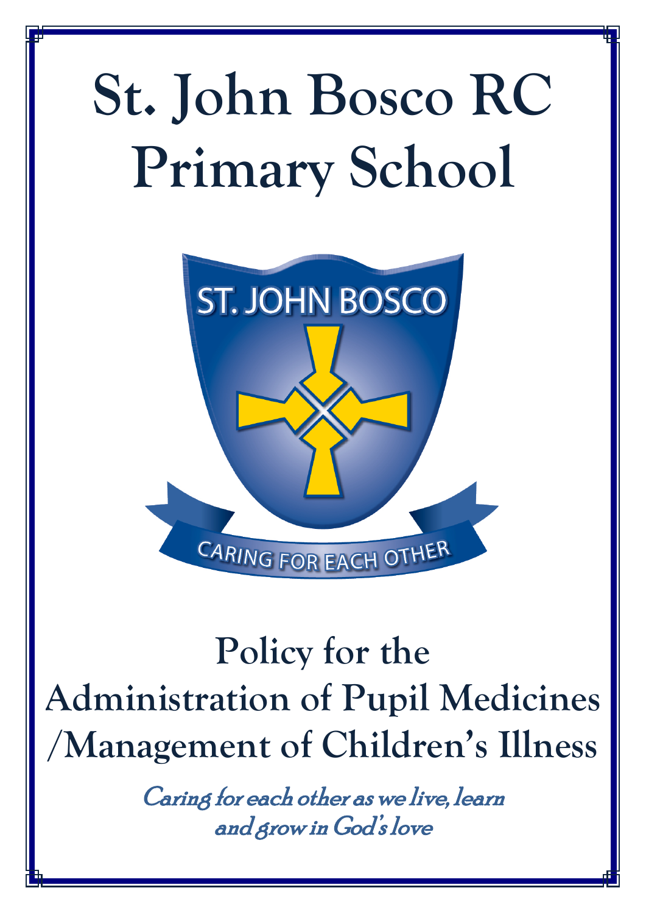# St. John Bosco RC Primary School

ST. JOHN BOSCO

CARING FOR EACH OTHER

## Policy for the Administration of Pupil Medicines /Management of Children's Illness

*Caring for each other as we live, learn and grow in God's love*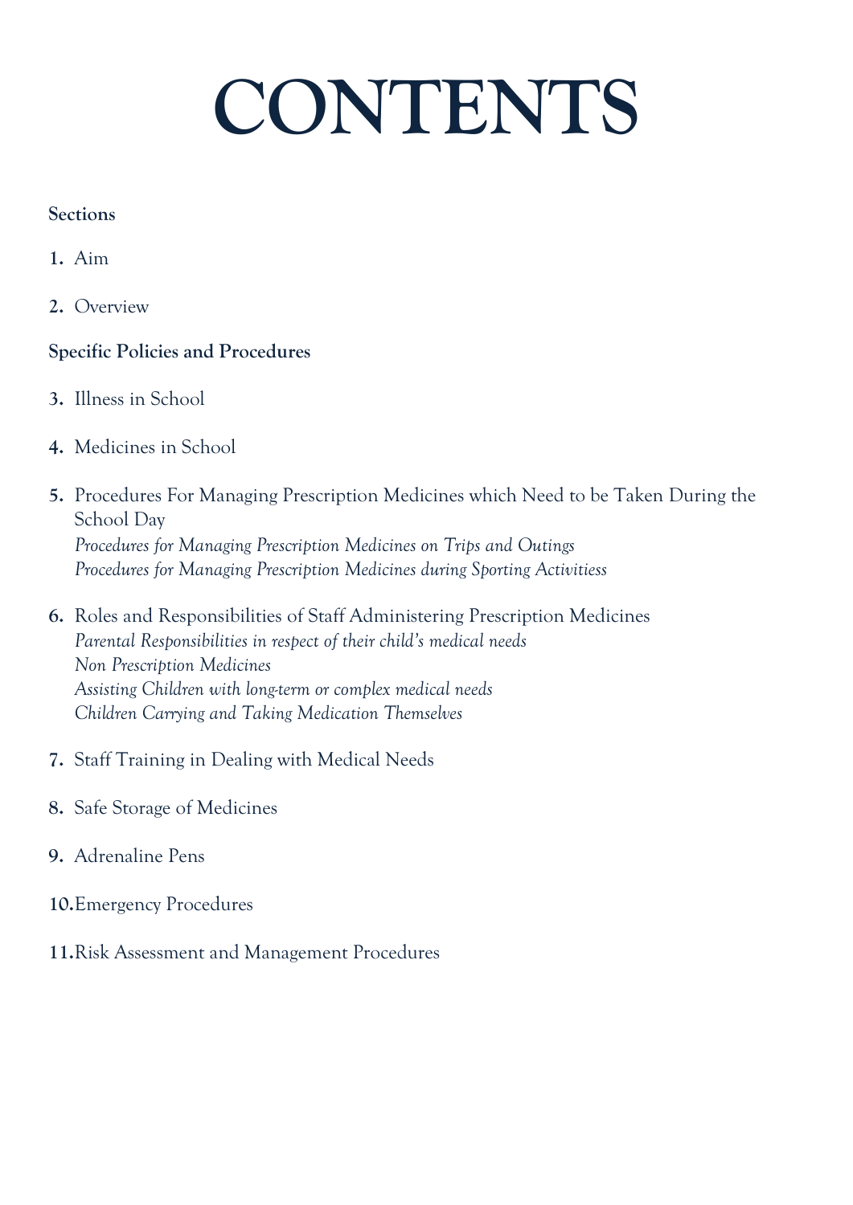# CONTENTS

**Sections**

1. Aim
2. Overview

**Specific Policies and Procedures**

3. Illness in School
4. Medicines in School
5. Procedures For Managing Prescription Medicines which Need to be Taken During the School Day
   *Procedures for Managing Prescription Medicines on Trips and Outings*
   *Procedures for Managing Prescription Medicines during Sporting Activitiess*
6. Roles and Responsibilities of Staff Administering Prescription Medicines
   *Parental Responsibilities in respect of their child's medical needs*
   *Non Prescription Medicines*
   *Assisting Children with long-term or complex medical needs*
   *Children Carrying and Taking Medication Themselves*
7. Staff Training in Dealing with Medical Needs
8. Safe Storage of Medicines
9. Adrenaline Pens
10. Emergency Procedures
11. Risk Assessment and Management Procedures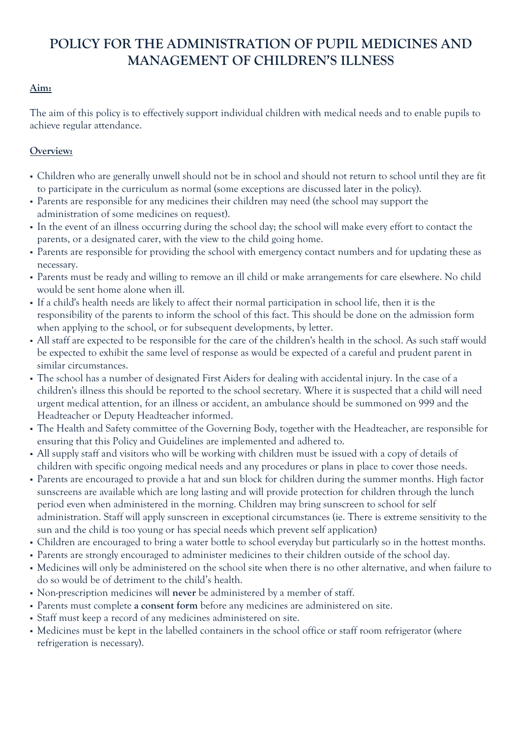# POLICY FOR THE ADMINISTRATION OF PUPIL MEDICINES AND MANAGEMENT OF CHILDREN'S ILLNESS

**Aim:**

The aim of this policy is to effectively support individual children with medical needs and to enable pupils to achieve regular attendance.

**Overview:**

- Children who are generally unwell should not be in school and should not return to school until they are fit to participate in the curriculum as normal (some exceptions are discussed later in the policy).
- Parents are responsible for any medicines their children may need (the school may support the administration of some medicines on request).
- In the event of an illness occurring during the school day; the school will make every effort to contact the parents, or a designated carer, with the view to the child going home.
- Parents are responsible for providing the school with emergency contact numbers and for updating these as necessary.
- Parents must be ready and willing to remove an ill child or make arrangements for care elsewhere. No child would be sent home alone when ill.
- If a child's health needs are likely to affect their normal participation in school life, then it is the responsibility of the parents to inform the school of this fact. This should be done on the admission form when applying to the school, or for subsequent developments, by letter.
- All staff are expected to be responsible for the care of the children's health in the school. As such staff would be expected to exhibit the same level of response as would be expected of a careful and prudent parent in similar circumstances.
- The school has a number of designated First Aiders for dealing with accidental injury. In the case of a children's illness this should be reported to the school secretary. Where it is suspected that a child will need urgent medical attention, for an illness or accident, an ambulance should be summoned on 999 and the Headteacher or Deputy Headteacher informed.
- The Health and Safety committee of the Governing Body, together with the Headteacher, are responsible for ensuring that this Policy and Guidelines are implemented and adhered to.
- All supply staff and visitors who will be working with children must be issued with a copy of details of children with specific ongoing medical needs and any procedures or plans in place to cover those needs.
- Parents are encouraged to provide a hat and sun block for children during the summer months. High factor sunscreens are available which are long lasting and will provide protection for children through the lunch period even when administered in the morning. Children may bring sunscreen to school for self administration. Staff will apply sunscreen in exceptional circumstances (ie. There is extreme sensitivity to the sun and the child is too young or has special needs which prevent self application)
- Children are encouraged to bring a water bottle to school everyday but particularly so in the hottest months.
- Parents are strongly encouraged to administer medicines to their children outside of the school day.
- Medicines will only be administered on the school site when there is no other alternative, and when failure to do so would be of detriment to the child's health.
- Non-prescription medicines will **never** be administered by a member of staff.
- Parents must complete **a consent form** before any medicines are administered on site.
- Staff must keep a record of any medicines administered on site.
- Medicines must be kept in the labelled containers in the school office or staff room refrigerator (where refrigeration is necessary).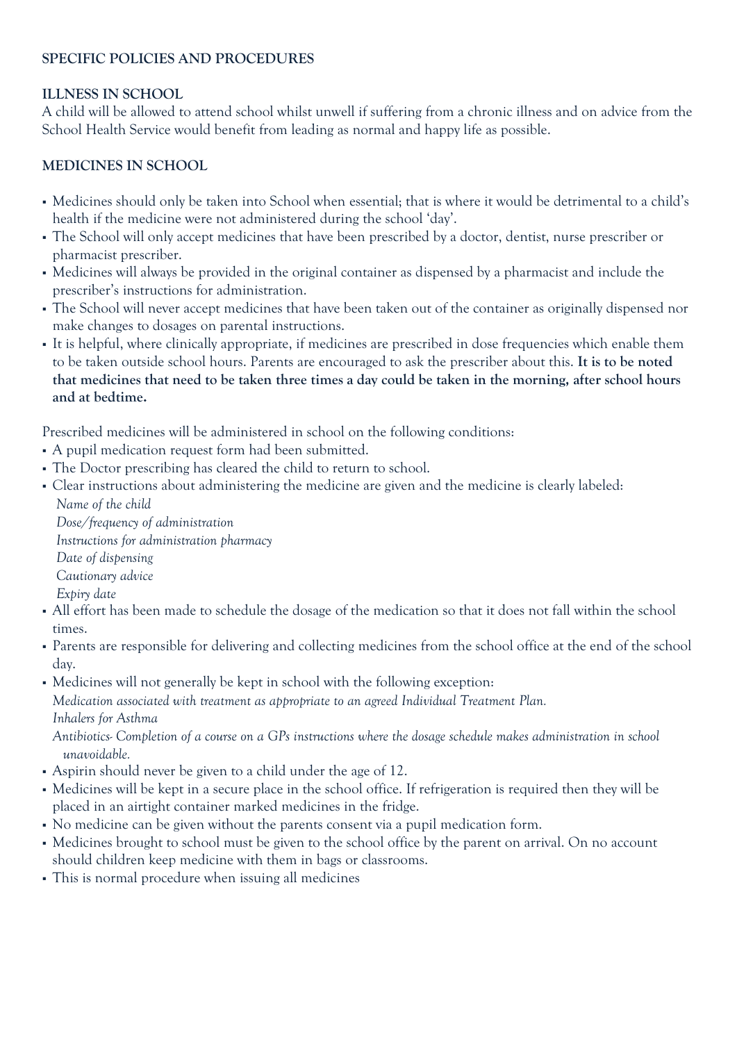## SPECIFIC POLICIES AND PROCEDURES

### ILLNESS IN SCHOOL

A child will be allowed to attend school whilst unwell if suffering from a chronic illness and on advice from the School Health Service would benefit from leading as normal and happy life as possible.

### MEDICINES IN SCHOOL

- Medicines should only be taken into School when essential; that is where it would be detrimental to a child's health if the medicine were not administered during the school 'day'.
- The School will only accept medicines that have been prescribed by a doctor, dentist, nurse prescriber or pharmacist prescriber.
- Medicines will always be provided in the original container as dispensed by a pharmacist and include the prescriber's instructions for administration.
- The School will never accept medicines that have been taken out of the container as originally dispensed nor make changes to dosages on parental instructions.
- It is helpful, where clinically appropriate, if medicines are prescribed in dose frequencies which enable them to be taken outside school hours. Parents are encouraged to ask the prescriber about this. **It is to be noted that medicines that need to be taken three times a day could be taken in the morning, after school hours and at bedtime.**

Prescribed medicines will be administered in school on the following conditions:

- A pupil medication request form had been submitted.
- The Doctor prescribing has cleared the child to return to school.
- Clear instructions about administering the medicine are given and the medicine is clearly labeled:
  *Name of the child*
  *Dose/frequency of administration*
  *Instructions for administration pharmacy*
  *Date of dispensing*
  *Cautionary advice*
  *Expiry date*
- All effort has been made to schedule the dosage of the medication so that it does not fall within the school times.
- Parents are responsible for delivering and collecting medicines from the school office at the end of the school day.
- Medicines will not generally be kept in school with the following exception:
  *Medication associated with treatment as appropriate to an agreed Individual Treatment Plan.*
  *Inhalers for Asthma*
  *Antibiotics- Completion of a course on a GPs instructions where the dosage schedule makes administration in school unavoidable.*
- Aspirin should never be given to a child under the age of 12.
- Medicines will be kept in a secure place in the school office. If refrigeration is required then they will be placed in an airtight container marked medicines in the fridge.
- No medicine can be given without the parents consent via a pupil medication form.
- Medicines brought to school must be given to the school office by the parent on arrival. On no account should children keep medicine with them in bags or classrooms.
- This is normal procedure when issuing all medicines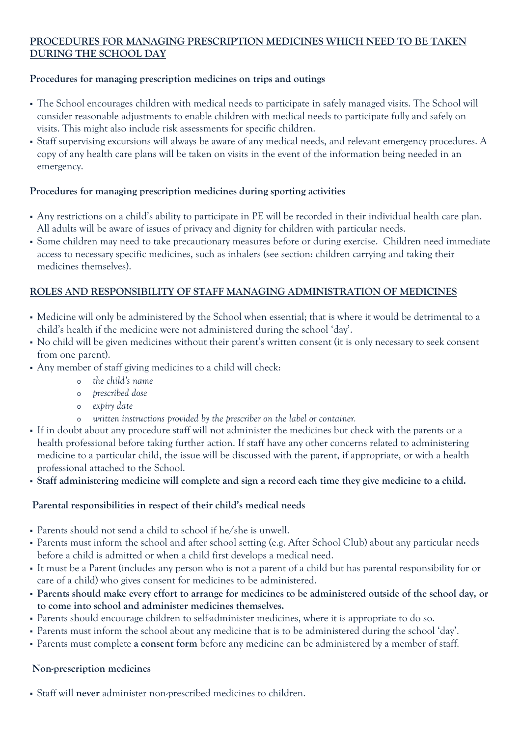## PROCEDURES FOR MANAGING PRESCRIPTION MEDICINES WHICH NEED TO BE TAKEN DURING THE SCHOOL DAY

### Procedures for managing prescription medicines on trips and outings

- The School encourages children with medical needs to participate in safely managed visits. The School will consider reasonable adjustments to enable children with medical needs to participate fully and safely on visits. This might also include risk assessments for specific children.
- Staff supervising excursions will always be aware of any medical needs, and relevant emergency procedures. A copy of any health care plans will be taken on visits in the event of the information being needed in an emergency.

### Procedures for managing prescription medicines during sporting activities

- Any restrictions on a child's ability to participate in PE will be recorded in their individual health care plan. All adults will be aware of issues of privacy and dignity for children with particular needs.
- Some children may need to take precautionary measures before or during exercise. Children need immediate access to necessary specific medicines, such as inhalers (see section: children carrying and taking their medicines themselves).

## ROLES AND RESPONSIBILITY OF STAFF MANAGING ADMINISTRATION OF MEDICINES

- Medicine will only be administered by the School when essential; that is where it would be detrimental to a child's health if the medicine were not administered during the school 'day'.
- No child will be given medicines without their parent's written consent (it is only necessary to seek consent from one parent).
- Any member of staff giving medicines to a child will check:
  - *the child's name*
  - *prescribed dose*
  - *expiry date*
  - *written instructions provided by the prescriber on the label or container.*
- If in doubt about any procedure staff will not administer the medicines but check with the parents or a health professional before taking further action. If staff have any other concerns related to administering medicine to a particular child, the issue will be discussed with the parent, if appropriate, or with a health professional attached to the School.
- **Staff administering medicine will complete and sign a record each time they give medicine to a child.**

### Parental responsibilities in respect of their child's medical needs

- Parents should not send a child to school if he/she is unwell.
- Parents must inform the school and after school setting (e.g. After School Club) about any particular needs before a child is admitted or when a child first develops a medical need.
- It must be a Parent (includes any person who is not a parent of a child but has parental responsibility for or care of a child) who gives consent for medicines to be administered.
- **Parents should make every effort to arrange for medicines to be administered outside of the school day, or to come into school and administer medicines themselves.**
- Parents should encourage children to self-administer medicines, where it is appropriate to do so.
- Parents must inform the school about any medicine that is to be administered during the school 'day'.
- Parents must complete **a consent form** before any medicine can be administered by a member of staff.

### Non-prescription medicines

- Staff will **never** administer non-prescribed medicines to children.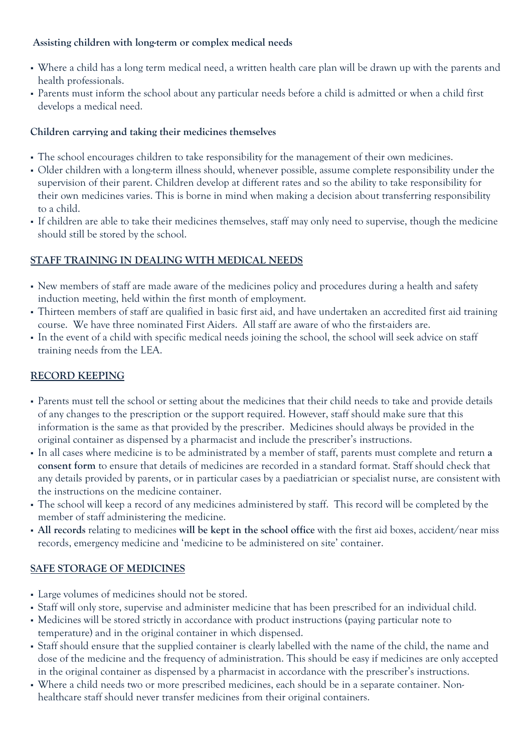**Assisting children with long-term or complex medical needs**

- Where a child has a long term medical need, a written health care plan will be drawn up with the parents and health professionals.
- Parents must inform the school about any particular needs before a child is admitted or when a child first develops a medical need.

**Children carrying and taking their medicines themselves**

- The school encourages children to take responsibility for the management of their own medicines.
- Older children with a long-term illness should, whenever possible, assume complete responsibility under the supervision of their parent. Children develop at different rates and so the ability to take responsibility for their own medicines varies. This is borne in mind when making a decision about transferring responsibility to a child.
- If children are able to take their medicines themselves, staff may only need to supervise, though the medicine should still be stored by the school.

## STAFF TRAINING IN DEALING WITH MEDICAL NEEDS

- New members of staff are made aware of the medicines policy and procedures during a health and safety induction meeting, held within the first month of employment.
- Thirteen members of staff are qualified in basic first aid, and have undertaken an accredited first aid training course. We have three nominated First Aiders. All staff are aware of who the first-aiders are.
- In the event of a child with specific medical needs joining the school, the school will seek advice on staff training needs from the LEA.

## RECORD KEEPING

- Parents must tell the school or setting about the medicines that their child needs to take and provide details of any changes to the prescription or the support required. However, staff should make sure that this information is the same as that provided by the prescriber. Medicines should always be provided in the original container as dispensed by a pharmacist and include the prescriber's instructions.
- In all cases where medicine is to be administrated by a member of staff, parents must complete and return **a consent form** to ensure that details of medicines are recorded in a standard format. Staff should check that any details provided by parents, or in particular cases by a paediatrician or specialist nurse, are consistent with the instructions on the medicine container.
- The school will keep a record of any medicines administered by staff. This record will be completed by the member of staff administering the medicine.
- **All records** relating to medicines **will be kept in the school office** with the first aid boxes, accident/near miss records, emergency medicine and 'medicine to be administered on site' container.

## SAFE STORAGE OF MEDICINES

- Large volumes of medicines should not be stored.
- Staff will only store, supervise and administer medicine that has been prescribed for an individual child.
- Medicines will be stored strictly in accordance with product instructions (paying particular note to temperature) and in the original container in which dispensed.
- Staff should ensure that the supplied container is clearly labelled with the name of the child, the name and dose of the medicine and the frequency of administration. This should be easy if medicines are only accepted in the original container as dispensed by a pharmacist in accordance with the prescriber's instructions.
- Where a child needs two or more prescribed medicines, each should be in a separate container. Non-healthcare staff should never transfer medicines from their original containers.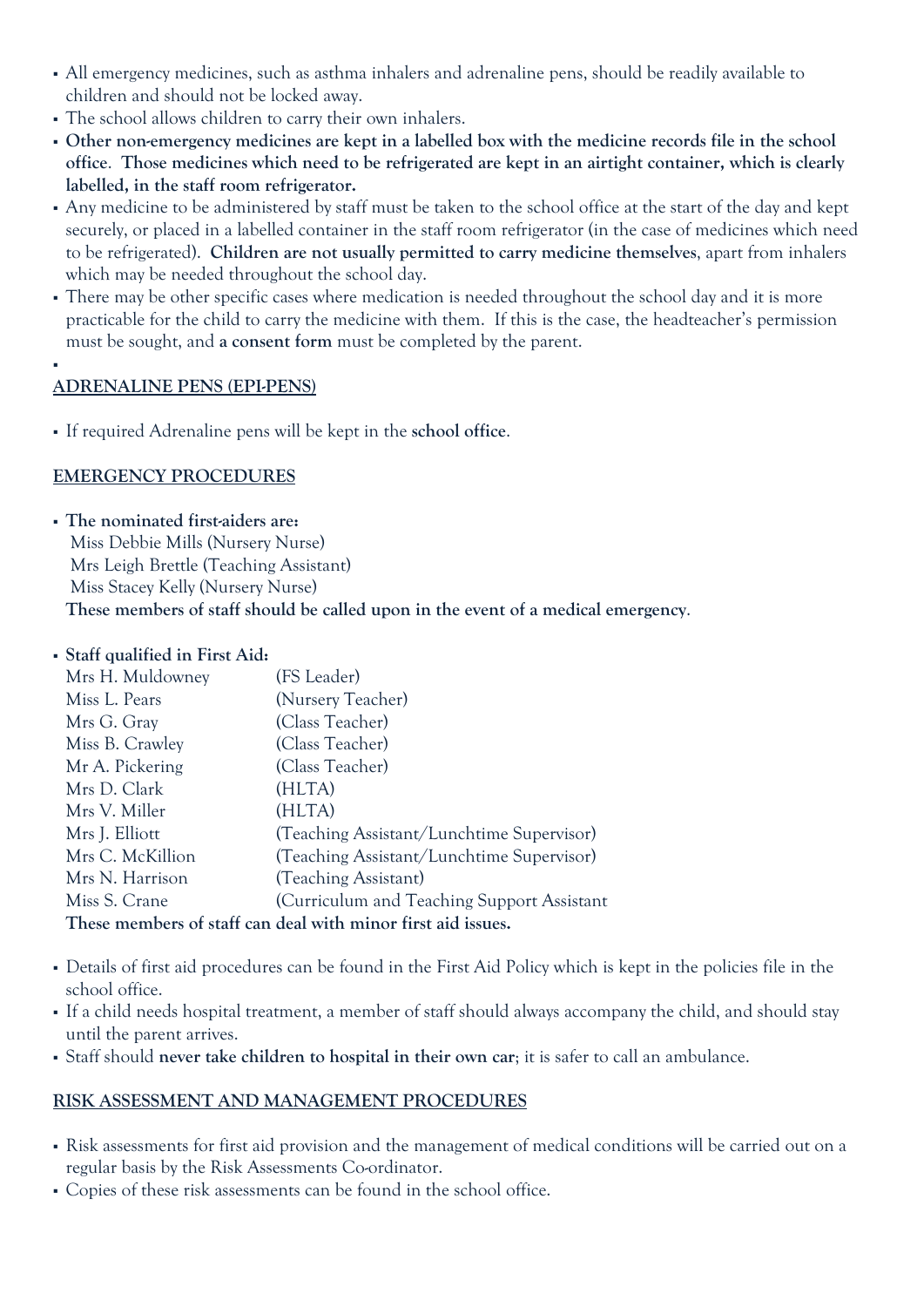- All emergency medicines, such as asthma inhalers and adrenaline pens, should be readily available to children and should not be locked away.
- The school allows children to carry their own inhalers.
- **Other non-emergency medicines are kept in a labelled box with the medicine records file in the school office. Those medicines which need to be refrigerated are kept in an airtight container, which is clearly labelled, in the staff room refrigerator.**
- Any medicine to be administered by staff must be taken to the school office at the start of the day and kept securely, or placed in a labelled container in the staff room refrigerator (in the case of medicines which need to be refrigerated). **Children are not usually permitted to carry medicine themselves**, apart from inhalers which may be needed throughout the school day.
- There may be other specific cases where medication is needed throughout the school day and it is more practicable for the child to carry the medicine with them. If this is the case, the headteacher's permission must be sought, and **a consent form** must be completed by the parent.

## ADRENALINE PENS (EPI-PENS)

- If required Adrenaline pens will be kept in the **school office**.

## EMERGENCY PROCEDURES

- **The nominated first-aiders are:**
  Miss Debbie Mills (Nursery Nurse)
  Mrs Leigh Brettle (Teaching Assistant)
  Miss Stacey Kelly (Nursery Nurse)
  **These members of staff should be called upon in the event of a medical emergency**.

- **Staff qualified in First Aid:**

| | |
|---|---|
| Mrs H. Muldowney | (FS Leader) |
| Miss L. Pears | (Nursery Teacher) |
| Mrs G. Gray | (Class Teacher) |
| Miss B. Crawley | (Class Teacher) |
| Mr A. Pickering | (Class Teacher) |
| Mrs D. Clark | (HLTA) |
| Mrs V. Miller | (HLTA) |
| Mrs J. Elliott | (Teaching Assistant/Lunchtime Supervisor) |
| Mrs C. McKillion | (Teaching Assistant/Lunchtime Supervisor) |
| Mrs N. Harrison | (Teaching Assistant) |
| Miss S. Crane | (Curriculum and Teaching Support Assistant |

  **These members of staff can deal with minor first aid issues.**

- Details of first aid procedures can be found in the First Aid Policy which is kept in the policies file in the school office.
- If a child needs hospital treatment, a member of staff should always accompany the child, and should stay until the parent arrives.
- Staff should **never take children to hospital in their own car**; it is safer to call an ambulance.

## RISK ASSESSMENT AND MANAGEMENT PROCEDURES

- Risk assessments for first aid provision and the management of medical conditions will be carried out on a regular basis by the Risk Assessments Co-ordinator.
- Copies of these risk assessments can be found in the school office.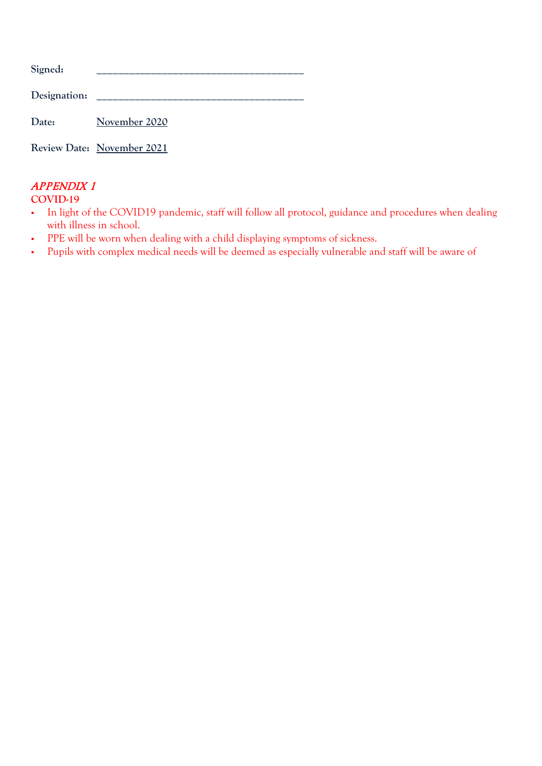**Signed:** ______________________________________

**Designation:** ______________________________________

**Date:** November 2020

**Review Date:** November 2021

## *APPENDIX 1*

**COVID-19**

- In light of the COVID19 pandemic, staff will follow all protocol, guidance and procedures when dealing with illness in school.
- PPE will be worn when dealing with a child displaying symptoms of sickness.
- Pupils with complex medical needs will be deemed as especially vulnerable and staff will be aware of